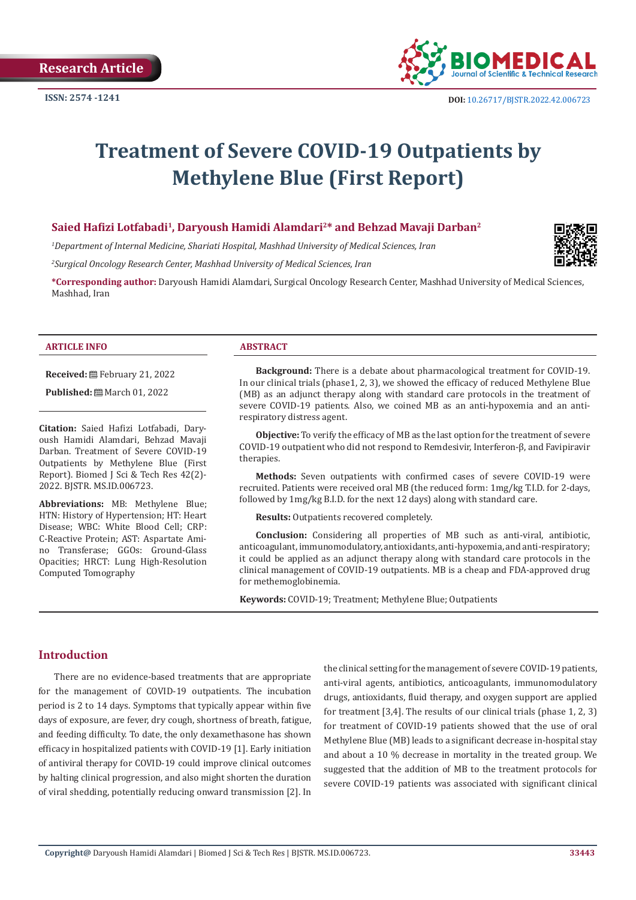Research Article

ISSN: 2574 -1241

DOI: 10.26717/BJSTR.2022.42.006723

# Treatment of Severe COVID-19 Outpatients by Methylene Blue (First Report)

**Saied Hafizi Lotfabadi[1], Daryoush Hamidi Alamdari[2]* and Behzad Mavaji Darban[2]**

*[1]Department of Internal Medicine, Shariati Hospital, Mashhad University of Medical Sciences, Iran*

*[2]Surgical Oncology Research Center, Mashhad University of Medical Sciences, Iran*

***Corresponding author:** Daryoush Hamidi Alamdari, Surgical Oncology Research Center, Mashhad University of Medical Sciences, Mashhad, Iran

## ARTICLE INFO

**Received:** February 21, 2022

**Published:** March 01, 2022

**Citation:** Saied Hafizi Lotfabadi, Daryoush Hamidi Alamdari, Behzad Mavaji Darban. Treatment of Severe COVID-19 Outpatients by Methylene Blue (First Report). Biomed J Sci & Tech Res 42(2)-2022. BJSTR. MS.ID.006723.

**Abbreviations:** MB: Methylene Blue; HTN: History of Hypertension; HT: Heart Disease; WBC: White Blood Cell; CRP: C-Reactive Protein; AST: Aspartate Amino Transferase; GGOs: Ground-Glass Opacities; HRCT: Lung High-Resolution Computed Tomography

## ABSTRACT

**Background:** There is a debate about pharmacological treatment for COVID-19. In our clinical trials (phase1, 2, 3), we showed the efficacy of reduced Methylene Blue (MB) as an adjunct therapy along with standard care protocols in the treatment of severe COVID-19 patients. Also, we coined MB as an anti-hypoxemia and an anti-respiratory distress agent.

**Objective:** To verify the efficacy of MB as the last option for the treatment of severe COVID-19 outpatient who did not respond to Remdesivir, Interferon-β, and Favipiravir therapies.

**Methods:** Seven outpatients with confirmed cases of severe COVID-19 were recruited. Patients were received oral MB (the reduced form: 1mg/kg T.I.D. for 2-days, followed by 1mg/kg B.I.D. for the next 12 days) along with standard care.

**Results:** Outpatients recovered completely.

**Conclusion:** Considering all properties of MB such as anti-viral, antibiotic, anticoagulant, immunomodulatory, antioxidants, anti-hypoxemia, and anti-respiratory; it could be applied as an adjunct therapy along with standard care protocols in the clinical management of COVID-19 outpatients. MB is a cheap and FDA-approved drug for methemoglobinemia.

**Keywords:** COVID-19; Treatment; Methylene Blue; Outpatients

## Introduction

There are no evidence-based treatments that are appropriate for the management of COVID-19 outpatients. The incubation period is 2 to 14 days. Symptoms that typically appear within five days of exposure, are fever, dry cough, shortness of breath, fatigue, and feeding difficulty. To date, the only dexamethasone has shown efficacy in hospitalized patients with COVID-19 [1]. Early initiation of antiviral therapy for COVID-19 could improve clinical outcomes by halting clinical progression, and also might shorten the duration of viral shedding, potentially reducing onward transmission [2]. In the clinical setting for the management of severe COVID-19 patients, anti-viral agents, antibiotics, anticoagulants, immunomodulatory drugs, antioxidants, fluid therapy, and oxygen support are applied for treatment [3,4]. The results of our clinical trials (phase 1, 2, 3) for treatment of COVID-19 patients showed that the use of oral Methylene Blue (MB) leads to a significant decrease in-hospital stay and about a 10 % decrease in mortality in the treated group. We suggested that the addition of MB to the treatment protocols for severe COVID-19 patients was associated with significant clinical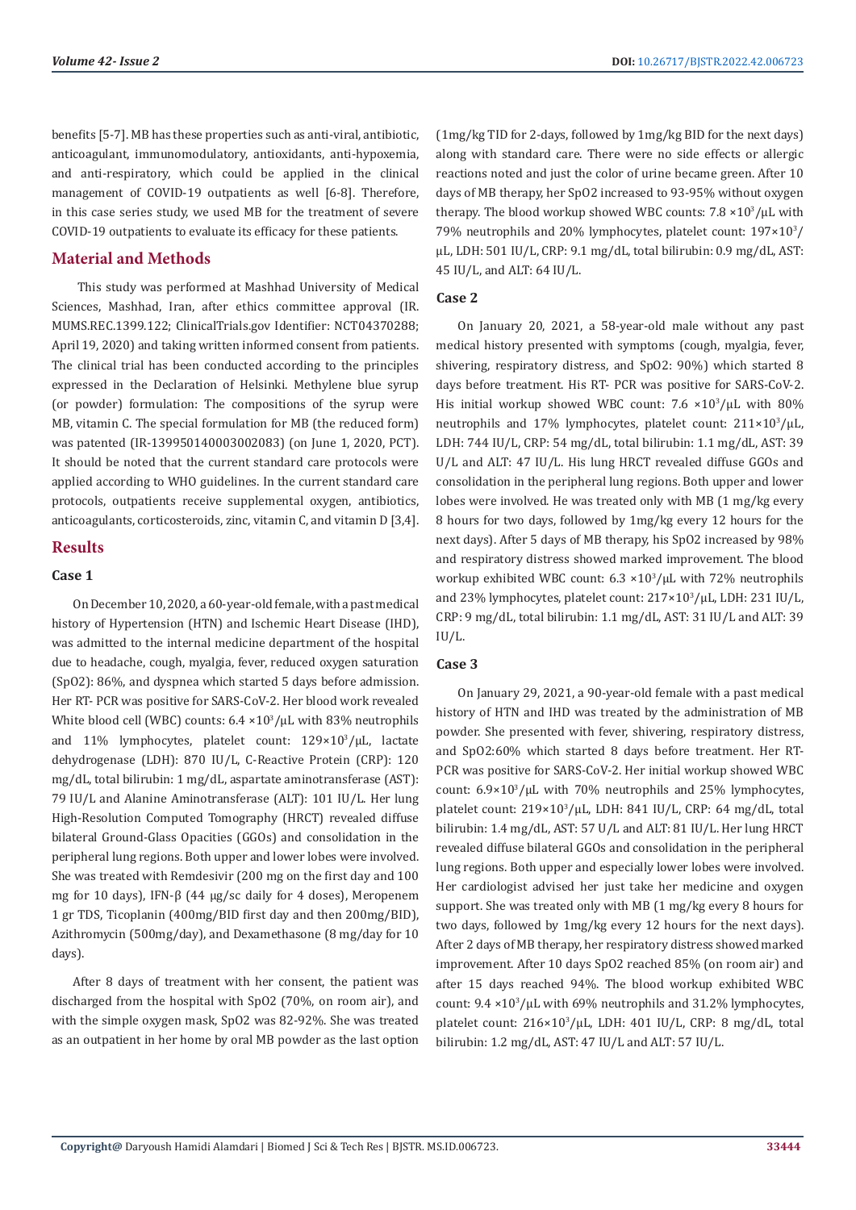benefits [5-7]. MB has these properties such as anti-viral, antibiotic, anticoagulant, immunomodulatory, antioxidants, anti-hypoxemia, and anti-respiratory, which could be applied in the clinical management of COVID-19 outpatients as well [6-8]. Therefore, in this case series study, we used MB for the treatment of severe COVID-19 outpatients to evaluate its efficacy for these patients.

## Material and Methods

This study was performed at Mashhad University of Medical Sciences, Mashhad, Iran, after ethics committee approval (IR.MUMS.REC.1399.122; ClinicalTrials.gov Identifier: NCT04370288; April 19, 2020) and taking written informed consent from patients. The clinical trial has been conducted according to the principles expressed in the Declaration of Helsinki. Methylene blue syrup (or powder) formulation: The compositions of the syrup were MB, vitamin C. The special formulation for MB (the reduced form) was patented (IR-139950140003002083) (on June 1, 2020, PCT). It should be noted that the current standard care protocols were applied according to WHO guidelines. In the current standard care protocols, outpatients receive supplemental oxygen, antibiotics, anticoagulants, corticosteroids, zinc, vitamin C, and vitamin D [3,4].

## Results

### Case 1

On December 10, 2020, a 60-year-old female, with a past medical history of Hypertension (HTN) and Ischemic Heart Disease (IHD), was admitted to the internal medicine department of the hospital due to headache, cough, myalgia, fever, reduced oxygen saturation (SpO2): 86%, and dyspnea which started 5 days before admission. Her RT- PCR was positive for SARS-CoV-2. Her blood work revealed White blood cell (WBC) counts: $6.4 \times 10^3/\mu L$ with 83% neutrophils and 11% lymphocytes, platelet count: $129 \times 10^3/\mu L$, lactate dehydrogenase (LDH): 870 IU/L, C-Reactive Protein (CRP): 120 mg/dL, total bilirubin: 1 mg/dL, aspartate aminotransferase (AST): 79 IU/L and Alanine Aminotransferase (ALT): 101 IU/L. Her lung High-Resolution Computed Tomography (HRCT) revealed diffuse bilateral Ground-Glass Opacities (GGOs) and consolidation in the peripheral lung regions. Both upper and lower lobes were involved. She was treated with Remdesivir (200 mg on the first day and 100 mg for 10 days), IFN-β (44 μg/sc daily for 4 doses), Meropenem 1 gr TDS, Ticoplanin (400mg/BID first day and then 200mg/BID), Azithromycin (500mg/day), and Dexamethasone (8 mg/day for 10 days).

After 8 days of treatment with her consent, the patient was discharged from the hospital with SpO2 (70%, on room air), and with the simple oxygen mask, SpO2 was 82-92%. She was treated as an outpatient in her home by oral MB powder as the last option (1mg/kg TID for 2-days, followed by 1mg/kg BID for the next days) along with standard care. There were no side effects or allergic reactions noted and just the color of urine became green. After 10 days of MB therapy, her SpO2 increased to 93-95% without oxygen therapy. The blood workup showed WBC counts: $7.8 \times 10^3/\mu L$ with 79% neutrophils and 20% lymphocytes, platelet count: $197 \times 10^3/\mu L$, LDH: 501 IU/L, CRP: 9.1 mg/dL, total bilirubin: 0.9 mg/dL, AST: 45 IU/L, and ALT: 64 IU/L.

### Case 2

On January 20, 2021, a 58-year-old male without any past medical history presented with symptoms (cough, myalgia, fever, shivering, respiratory distress, and SpO2: 90%) which started 8 days before treatment. His RT- PCR was positive for SARS-CoV-2. His initial workup showed WBC count: $7.6 \times 10^3/\mu L$ with 80% neutrophils and 17% lymphocytes, platelet count: $211 \times 10^3/\mu L$, LDH: 744 IU/L, CRP: 54 mg/dL, total bilirubin: 1.1 mg/dL, AST: 39 U/L and ALT: 47 IU/L. His lung HRCT revealed diffuse GGOs and consolidation in the peripheral lung regions. Both upper and lower lobes were involved. He was treated only with MB (1 mg/kg every 8 hours for two days, followed by 1mg/kg every 12 hours for the next days). After 5 days of MB therapy, his SpO2 increased by 98% and respiratory distress showed marked improvement. The blood workup exhibited WBC count: $6.3 \times 10^3/\mu L$ with 72% neutrophils and 23% lymphocytes, platelet count: $217 \times 10^3/\mu L$, LDH: 231 IU/L, CRP: 9 mg/dL, total bilirubin: 1.1 mg/dL, AST: 31 IU/L and ALT: 39 IU/L.

### Case 3

On January 29, 2021, a 90-year-old female with a past medical history of HTN and IHD was treated by the administration of MB powder. She presented with fever, shivering, respiratory distress, and SpO2:60% which started 8 days before treatment. Her RT-PCR was positive for SARS-CoV-2. Her initial workup showed WBC count: $6.9 \times 10^3/\mu L$ with 70% neutrophils and 25% lymphocytes, platelet count: $219 \times 10^3/\mu L$, LDH: 841 IU/L, CRP: 64 mg/dL, total bilirubin: 1.4 mg/dL, AST: 57 U/L and ALT: 81 IU/L. Her lung HRCT revealed diffuse bilateral GGOs and consolidation in the peripheral lung regions. Both upper and especially lower lobes were involved. Her cardiologist advised her just take her medicine and oxygen support. She was treated only with MB (1 mg/kg every 8 hours for two days, followed by 1mg/kg every 12 hours for the next days). After 2 days of MB therapy, her respiratory distress showed marked improvement. After 10 days SpO2 reached 85% (on room air) and after 15 days reached 94%. The blood workup exhibited WBC count: $9.4 \times 10^3/\mu L$ with 69% neutrophils and 31.2% lymphocytes, platelet count: $216 \times 10^3/\mu L$, LDH: 401 IU/L, CRP: 8 mg/dL, total bilirubin: 1.2 mg/dL, AST: 47 IU/L and ALT: 57 IU/L.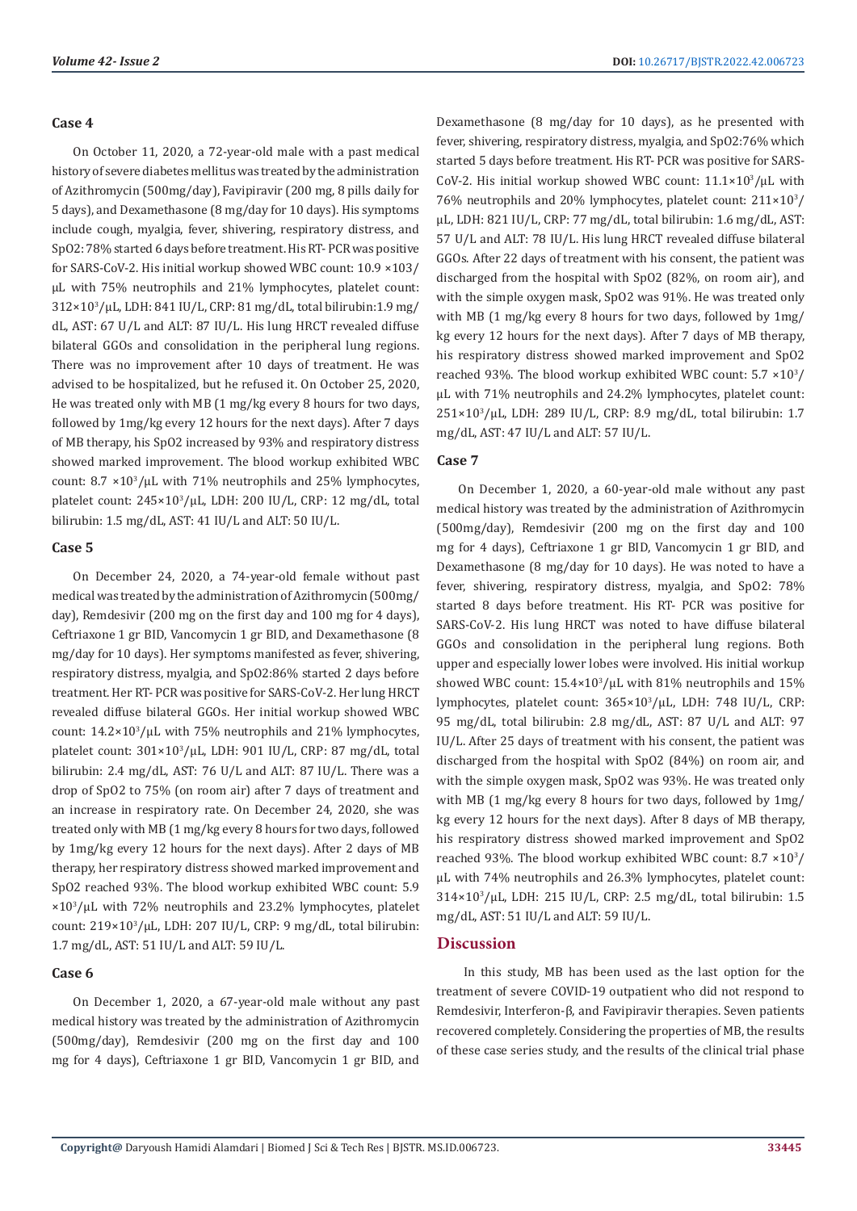### Case 4

On October 11, 2020, a 72-year-old male with a past medical history of severe diabetes mellitus was treated by the administration of Azithromycin (500mg/day), Favipiravir (200 mg, 8 pills daily for 5 days), and Dexamethasone (8 mg/day for 10 days). His symptoms include cough, myalgia, fever, shivering, respiratory distress, and SpO2: 78% started 6 days before treatment. His RT- PCR was positive for SARS-CoV-2. His initial workup showed WBC count: 10.9 ×103/μL with 75% neutrophils and 21% lymphocytes, platelet count: $312×10^3$/μL, LDH: 841 IU/L, CRP: 81 mg/dL, total bilirubin:1.9 mg/dL, AST: 67 U/L and ALT: 87 IU/L. His lung HRCT revealed diffuse bilateral GGOs and consolidation in the peripheral lung regions. There was no improvement after 10 days of treatment. He was advised to be hospitalized, but he refused it. On October 25, 2020, He was treated only with MB (1 mg/kg every 8 hours for two days, followed by 1mg/kg every 12 hours for the next days). After 7 days of MB therapy, his SpO2 increased by 93% and respiratory distress showed marked improvement. The blood workup exhibited WBC count: 8.7 $×10^3$/μL with 71% neutrophils and 25% lymphocytes, platelet count: $245×10^3$/μL, LDH: 200 IU/L, CRP: 12 mg/dL, total bilirubin: 1.5 mg/dL, AST: 41 IU/L and ALT: 50 IU/L.

### Case 5

On December 24, 2020, a 74-year-old female without past medical was treated by the administration of Azithromycin (500mg/day), Remdesivir (200 mg on the first day and 100 mg for 4 days), Ceftriaxone 1 gr BID, Vancomycin 1 gr BID, and Dexamethasone (8 mg/day for 10 days). Her symptoms manifested as fever, shivering, respiratory distress, myalgia, and SpO2:86% started 2 days before treatment. Her RT- PCR was positive for SARS-CoV-2. Her lung HRCT revealed diffuse bilateral GGOs. Her initial workup showed WBC count: $14.2×10^3$/μL with 75% neutrophils and 21% lymphocytes, platelet count: $301×10^3$/μL, LDH: 901 IU/L, CRP: 87 mg/dL, total bilirubin: 2.4 mg/dL, AST: 76 U/L and ALT: 87 IU/L. There was a drop of SpO2 to 75% (on room air) after 7 days of treatment and an increase in respiratory rate. On December 24, 2020, she was treated only with MB (1 mg/kg every 8 hours for two days, followed by 1mg/kg every 12 hours for the next days). After 2 days of MB therapy, her respiratory distress showed marked improvement and SpO2 reached 93%. The blood workup exhibited WBC count: 5.9 $×10^3$/μL with 72% neutrophils and 23.2% lymphocytes, platelet count: $219×10^3$/μL, LDH: 207 IU/L, CRP: 9 mg/dL, total bilirubin: 1.7 mg/dL, AST: 51 IU/L and ALT: 59 IU/L.

### Case 6

On December 1, 2020, a 67-year-old male without any past medical history was treated by the administration of Azithromycin (500mg/day), Remdesivir (200 mg on the first day and 100 mg for 4 days), Ceftriaxone 1 gr BID, Vancomycin 1 gr BID, and Dexamethasone (8 mg/day for 10 days), as he presented with fever, shivering, respiratory distress, myalgia, and SpO2:76% which started 5 days before treatment. His RT- PCR was positive for SARS-CoV-2. His initial workup showed WBC count: $11.1×10^3$/μL with 76% neutrophils and 20% lymphocytes, platelet count: $211×10^3$/μL, LDH: 821 IU/L, CRP: 77 mg/dL, total bilirubin: 1.6 mg/dL, AST: 57 U/L and ALT: 78 IU/L. His lung HRCT revealed diffuse bilateral GGOs. After 22 days of treatment with his consent, the patient was discharged from the hospital with SpO2 (82%, on room air), and with the simple oxygen mask, SpO2 was 91%. He was treated only with MB (1 mg/kg every 8 hours for two days, followed by 1mg/kg every 12 hours for the next days). After 7 days of MB therapy, his respiratory distress showed marked improvement and SpO2 reached 93%. The blood workup exhibited WBC count: 5.7 $×10^3$/μL with 71% neutrophils and 24.2% lymphocytes, platelet count: $251×10^3$/μL, LDH: 289 IU/L, CRP: 8.9 mg/dL, total bilirubin: 1.7 mg/dL, AST: 47 IU/L and ALT: 57 IU/L.

### Case 7

On December 1, 2020, a 60-year-old male without any past medical history was treated by the administration of Azithromycin (500mg/day), Remdesivir (200 mg on the first day and 100 mg for 4 days), Ceftriaxone 1 gr BID, Vancomycin 1 gr BID, and Dexamethasone (8 mg/day for 10 days). He was noted to have a fever, shivering, respiratory distress, myalgia, and SpO2: 78% started 8 days before treatment. His RT- PCR was positive for SARS-CoV-2. His lung HRCT was noted to have diffuse bilateral GGOs and consolidation in the peripheral lung regions. Both upper and especially lower lobes were involved. His initial workup showed WBC count: $15.4×10^3$/μL with 81% neutrophils and 15% lymphocytes, platelet count: $365×10^3$/μL, LDH: 748 IU/L, CRP: 95 mg/dL, total bilirubin: 2.8 mg/dL, AST: 87 U/L and ALT: 97 IU/L. After 25 days of treatment with his consent, the patient was discharged from the hospital with SpO2 (84%) on room air, and with the simple oxygen mask, SpO2 was 93%. He was treated only with MB (1 mg/kg every 8 hours for two days, followed by 1mg/kg every 12 hours for the next days). After 8 days of MB therapy, his respiratory distress showed marked improvement and SpO2 reached 93%. The blood workup exhibited WBC count: 8.7 $×10^3$/μL with 74% neutrophils and 26.3% lymphocytes, platelet count: $314×10^3$/μL, LDH: 215 IU/L, CRP: 2.5 mg/dL, total bilirubin: 1.5 mg/dL, AST: 51 IU/L and ALT: 59 IU/L.

## Discussion

In this study, MB has been used as the last option for the treatment of severe COVID-19 outpatient who did not respond to Remdesivir, Interferon-β, and Favipiravir therapies. Seven patients recovered completely. Considering the properties of MB, the results of these case series study, and the results of the clinical trial phase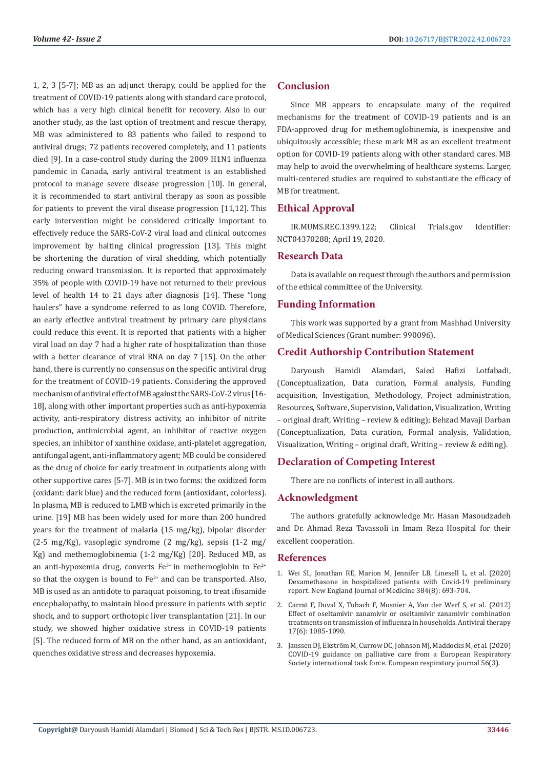1, 2, 3 [5-7]; MB as an adjunct therapy, could be applied for the treatment of COVID-19 patients along with standard care protocol, which has a very high clinical benefit for recovery. Also in our another study, as the last option of treatment and rescue therapy, MB was administered to 83 patients who failed to respond to antiviral drugs; 72 patients recovered completely, and 11 patients died [9]. In a case-control study during the 2009 H1N1 influenza pandemic in Canada, early antiviral treatment is an established protocol to manage severe disease progression [10]. In general, it is recommended to start antiviral therapy as soon as possible for patients to prevent the viral disease progression [11,12]. This early intervention might be considered critically important to effectively reduce the SARS-CoV-2 viral load and clinical outcomes improvement by halting clinical progression [13]. This might be shortening the duration of viral shedding, which potentially reducing onward transmission. It is reported that approximately 35% of people with COVID-19 have not returned to their previous level of health 14 to 21 days after diagnosis [14]. These "long haulers" have a syndrome referred to as long COVID. Therefore, an early effective antiviral treatment by primary care physicians could reduce this event. It is reported that patients with a higher viral load on day 7 had a higher rate of hospitalization than those with a better clearance of viral RNA on day 7 [15]. On the other hand, there is currently no consensus on the specific antiviral drug for the treatment of COVID-19 patients. Considering the approved mechanism of antiviral effect of MB against the SARS-CoV-2 virus [16-18], along with other important properties such as anti-hypoxemia activity, anti-respiratory distress activity, an inhibitor of nitrite production, antimicrobial agent, an inhibitor of reactive oxygen species, an inhibitor of xanthine oxidase, anti-platelet aggregation, antifungal agent, anti-inflammatory agent; MB could be considered as the drug of choice for early treatment in outpatients along with other supportive cares [5-7]. MB is in two forms: the oxidized form (oxidant: dark blue) and the reduced form (antioxidant, colorless). In plasma, MB is reduced to LMB which is excreted primarily in the urine. [19] MB has been widely used for more than 200 hundred years for the treatment of malaria (15 mg/kg), bipolar disorder (2-5 mg/Kg), vasoplegic syndrome (2 mg/kg), sepsis (1-2 mg/Kg) and methemoglobinemia (1-2 mg/Kg) [20]. Reduced MB, as an anti-hypoxemia drug, converts $Fe^{3+}$ in methemoglobin to $Fe^{2+}$ so that the oxygen is bound to $Fe^{2+}$ and can be transported. Also, MB is used as an antidote to paraquat poisoning, to treat ifosamide encephalopathy, to maintain blood pressure in patients with septic shock, and to support orthotopic liver transplantation [21]. In our study, we showed higher oxidative stress in COVID-19 patients [5]. The reduced form of MB on the other hand, as an antioxidant, quenches oxidative stress and decreases hypoxemia.

## Conclusion

Since MB appears to encapsulate many of the required mechanisms for the treatment of COVID-19 patients and is an FDA-approved drug for methemoglobinemia, is inexpensive and ubiquitously accessible; these mark MB as an excellent treatment option for COVID-19 patients along with other standard cares. MB may help to avoid the overwhelming of healthcare systems. Larger, multi-centered studies are required to substantiate the efficacy of MB for treatment.

## Ethical Approval

IR.MUMS.REC.1399.122; Clinical Trials.gov Identifier: NCT04370288; April 19, 2020.

## Research Data

Data is available on request through the authors and permission of the ethical committee of the University.

## Funding Information

This work was supported by a grant from Mashhad University of Medical Sciences (Grant number: 990096).

## Credit Authorship Contribution Statement

Daryoush Hamidi Alamdari, Saied Hafizi Lotfabadi, (Conceptualization, Data curation, Formal analysis, Funding acquisition, Investigation, Methodology, Project administration, Resources, Software, Supervision, Validation, Visualization, Writing – original draft, Writing – review & editing); Behzad Mavaji Darban (Conceptualization, Data curation, Formal analysis, Validation, Visualization, Writing – original draft, Writing – review & editing).

## Declaration of Competing Interest

There are no conflicts of interest in all authors.

## Acknowledgment

The authors gratefully acknowledge Mr. Hasan Masoudzadeh and Dr. Ahmad Reza Tavassoli in Imam Reza Hospital for their excellent cooperation.

## References

1. Wei SL, Jonathan RE, Marion M, Jennifer LB, Linesell L, et al. (2020) Dexamethasone in hospitalized patients with Covid-19 preliminary report. New England Journal of Medicine 384(8): 693-704.
2. Carrat F, Duval X, Tubach F, Mosnier A, Van der Werf S, et al. (2012) Effect of oseltamivir zanamivir or oseltamivir zanamivir combination treatments on transmission of influenza in households. Antiviral therapy 17(6): 1085-1090.
3. Janssen DJ, Ekström M, Currow DC, Johnson MJ, Maddocks M, et al. (2020) COVID-19 guidance on palliative care from a European Respiratory Society international task force. European respiratory journal 56(3).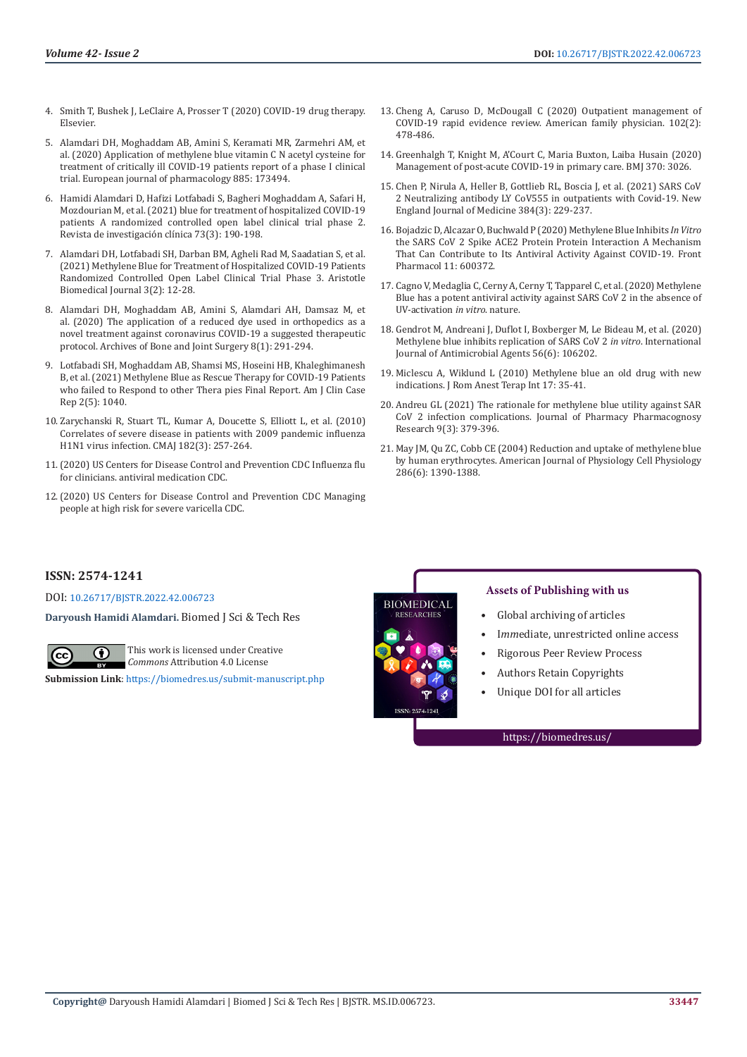4. Smith T, Bushek J, LeClaire A, Prosser T (2020) COVID-19 drug therapy. Elsevier.
5. Alamdari DH, Moghaddam AB, Amini S, Keramati MR, Zarmehri AM, et al. (2020) Application of methylene blue vitamin C N acetyl cysteine for treatment of critically ill COVID-19 patients report of a phase I clinical trial. European journal of pharmacology 885: 173494.
6. Hamidi Alamdari D, Hafizi Lotfabadi S, Bagheri Moghaddam A, Safari H, Mozdourian M, et al. (2021) blue for treatment of hospitalized COVID-19 patients A randomized controlled open label clinical trial phase 2. Revista de investigación clínica 73(3): 190-198.
7. Alamdari DH, Lotfabadi SH, Darban BM, Agheli Rad M, Saadatian S, et al. (2021) Methylene Blue for Treatment of Hospitalized COVID-19 Patients Randomized Controlled Open Label Clinical Trial Phase 3. Aristotle Biomedical Journal 3(2): 12-28.
8. Alamdari DH, Moghaddam AB, Amini S, Alamdari AH, Damsaz M, et al. (2020) The application of a reduced dye used in orthopedics as a novel treatment against coronavirus COVID-19 a suggested therapeutic protocol. Archives of Bone and Joint Surgery 8(1): 291-294.
9. Lotfabadi SH, Moghaddam AB, Shamsi MS, Hoseini HB, Khaleghimanesh B, et al. (2021) Methylene Blue as Rescue Therapy for COVID-19 Patients who failed to Respond to other Thera pies Final Report. Am J Clin Case Rep 2(5): 1040.
10. Zarychanski R, Stuart TL, Kumar A, Doucette S, Elliott L, et al. (2010) Correlates of severe disease in patients with 2009 pandemic influenza H1N1 virus infection. CMAJ 182(3): 257-264.
11. (2020) US Centers for Disease Control and Prevention CDC Influenza flu for clinicians. antiviral medication CDC.
12. (2020) US Centers for Disease Control and Prevention CDC Managing people at high risk for severe varicella CDC.
13. Cheng A, Caruso D, McDougall C (2020) Outpatient management of COVID-19 rapid evidence review. American family physician. 102(2): 478-486.
14. Greenhalgh T, Knight M, A'Court C, Maria Buxton, Laiba Husain (2020) Management of post-acute COVID-19 in primary care. BMJ 370: 3026.
15. Chen P, Nirula A, Heller B, Gottlieb RL, Boscia J, et al. (2021) SARS CoV 2 Neutralizing antibody LY CoV555 in outpatients with Covid-19. New England Journal of Medicine 384(3): 229-237.
16. Bojadzic D, Alcazar O, Buchwald P (2020) Methylene Blue Inhibits *In Vitro* the SARS CoV 2 Spike ACE2 Protein Protein Interaction A Mechanism That Can Contribute to Its Antiviral Activity Against COVID-19. Front Pharmacol 11: 600372.
17. Cagno V, Medaglia C, Cerny A, Cerny T, Tapparel C, et al. (2020) Methylene Blue has a potent antiviral activity against SARS CoV 2 in the absence of UV-activation *in vitro*. nature.
18. Gendrot M, Andreani J, Duflot I, Boxberger M, Le Bideau M, et al. (2020) Methylene blue inhibits replication of SARS CoV 2 *in vitro*. International Journal of Antimicrobial Agents 56(6): 106202.
19. Miclescu A, Wiklund L (2010) Methylene blue an old drug with new indications. J Rom Anest Terap Int 17: 35-41.
20. Andreu GL (2021) The rationale for methylene blue utility against SAR CoV 2 infection complications. Journal of Pharmacy Pharmacognosy Research 9(3): 379-396.
21. May JM, Qu ZC, Cobb CE (2004) Reduction and uptake of methylene blue by human erythrocytes. American Journal of Physiology Cell Physiology 286(6): 1390-1388.

**ISSN: 2574-1241**

DOI: 10.26717/BJSTR.2022.42.006723

**Daryoush Hamidi Alamdari.** Biomed J Sci & Tech Res

This work is licensed under Creative *Commons* Attribution 4.0 License

**Submission Link**: https://biomedres.us/submit-manuscript.php

**Assets of Publishing with us**

- Global archiving of articles
- Immediate, unrestricted online access
- Rigorous Peer Review Process
- Authors Retain Copyrights
- Unique DOI for all articles

https://biomedres.us/